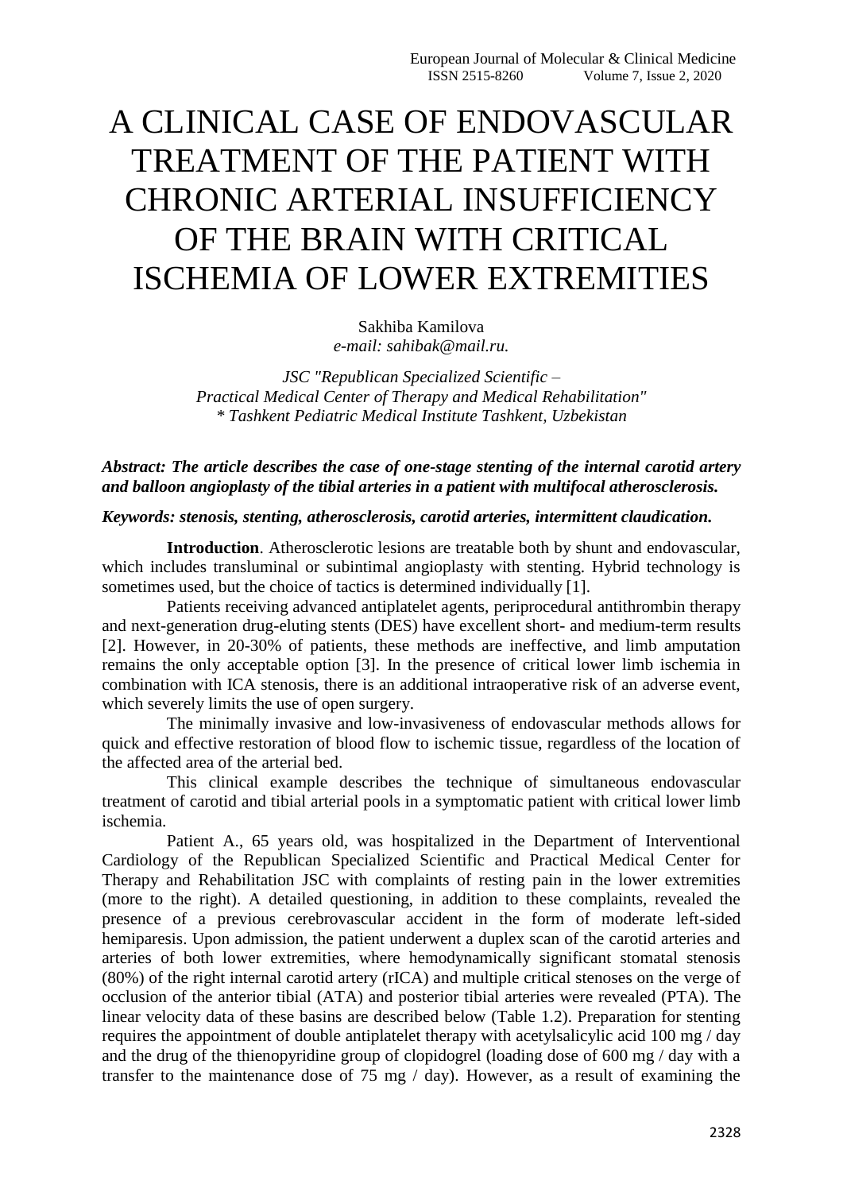# A CLINICAL CASE OF ENDOVASCULAR TREATMENT OF THE PATIENT WITH CHRONIC ARTERIAL INSUFFICIENCY OF THE BRAIN WITH CRITICAL ISCHEMIA OF LOWER EXTREMITIES

Sakhiba Kamilova
*e-mail: sahibak@mail.ru.*

*JSC "Republican Specialized Scientific – Practical Medical Center of Therapy and Medical Rehabilitation"*
*\* Tashkent Pediatric Medical Institute Tashkent, Uzbekistan*

***Abstract: The article describes the case of one-stage stenting of the internal carotid artery and balloon angioplasty of the tibial arteries in a patient with multifocal atherosclerosis.***

***Keywords: stenosis, stenting, atherosclerosis, carotid arteries, intermittent claudication.***

**Introduction**. Atherosclerotic lesions are treatable both by shunt and endovascular, which includes transluminal or subintimal angioplasty with stenting. Hybrid technology is sometimes used, but the choice of tactics is determined individually [1].

Patients receiving advanced antiplatelet agents, periprocedural antithrombin therapy and next-generation drug-eluting stents (DES) have excellent short- and medium-term results [2]. However, in 20-30% of patients, these methods are ineffective, and limb amputation remains the only acceptable option [3]. In the presence of critical lower limb ischemia in combination with ICA stenosis, there is an additional intraoperative risk of an adverse event, which severely limits the use of open surgery.

The minimally invasive and low-invasiveness of endovascular methods allows for quick and effective restoration of blood flow to ischemic tissue, regardless of the location of the affected area of the arterial bed.

This clinical example describes the technique of simultaneous endovascular treatment of carotid and tibial arterial pools in a symptomatic patient with critical lower limb ischemia.

Patient A., 65 years old, was hospitalized in the Department of Interventional Cardiology of the Republican Specialized Scientific and Practical Medical Center for Therapy and Rehabilitation JSC with complaints of resting pain in the lower extremities (more to the right). A detailed questioning, in addition to these complaints, revealed the presence of a previous cerebrovascular accident in the form of moderate left-sided hemiparesis. Upon admission, the patient underwent a duplex scan of the carotid arteries and arteries of both lower extremities, where hemodynamically significant stomatal stenosis (80%) of the right internal carotid artery (rICA) and multiple critical stenoses on the verge of occlusion of the anterior tibial (ATA) and posterior tibial arteries were revealed (PTA). The linear velocity data of these basins are described below (Table 1.2). Preparation for stenting requires the appointment of double antiplatelet therapy with acetylsalicylic acid 100 mg / day and the drug of the thienopyridine group of clopidogrel (loading dose of 600 mg / day with a transfer to the maintenance dose of 75 mg / day). However, as a result of examining the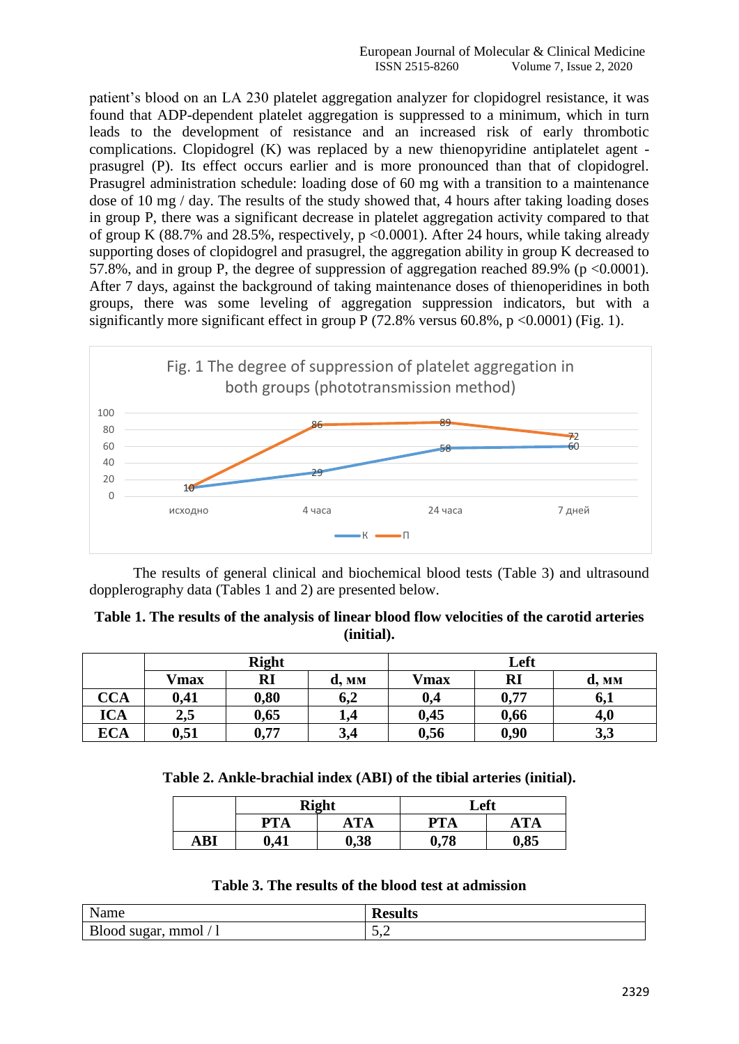patient's blood on an LA 230 platelet aggregation analyzer for clopidogrel resistance, it was found that ADP-dependent platelet aggregation is suppressed to a minimum, which in turn leads to the development of resistance and an increased risk of early thrombotic complications. Clopidogrel (K) was replaced by a new thienopyridine antiplatelet agent - prasugrel (P). Its effect occurs earlier and is more pronounced than that of clopidogrel. Prasugrel administration schedule: loading dose of 60 mg with a transition to a maintenance dose of 10 mg / day. The results of the study showed that, 4 hours after taking loading doses in group P, there was a significant decrease in platelet aggregation activity compared to that of group K (88.7% and 28.5%, respectively, $p < 0.0001$). After 24 hours, while taking already supporting doses of clopidogrel and prasugrel, the aggregation ability in group K decreased to 57.8%, and in group P, the degree of suppression of aggregation reached 89.9% ($p < 0.0001$). After 7 days, against the background of taking maintenance doses of thienoperidines in both groups, there was some leveling of aggregation suppression indicators, but with a significantly more significant effect in group P (72.8% versus 60.8%, $p < 0.0001$) (Fig. 1).

Fig. 1 The degree of suppression of platelet aggregation in both groups (phototransmission method)

| | исходно | 4 часа | 24 часа | 7 дней |
|---|---|---|---|---|
| К | 10 | 29 | 58 | 60 |
| П | 10 | 86 | 89 | 72 |

The results of general clinical and biochemical blood tests (Table 3) and ultrasound dopplerography data (Tables 1 and 2) are presented below.

**Table 1. The results of the analysis of linear blood flow velocities of the carotid arteries (initial).**

| | Right | | | Left | | |
|---|---|---|---|---|---|---|
| | **Vmax** | **RI** | **d, мм** | **Vmax** | **RI** | **d, мм** |
| **CCA** | **0,41** | **0,80** | **6,2** | **0,4** | **0,77** | **6,1** |
| **ICA** | **2,5** | **0,65** | **1,4** | **0,45** | **0,66** | **4,0** |
| **ECA** | **0,51** | **0,77** | **3,4** | **0,56** | **0,90** | **3,3** |

**Table 2. Ankle-brachial index (ABI) of the tibial arteries (initial).**

| | Right | | Left | |
|---|---|---|---|---|
| | **PTA** | **ATA** | **PTA** | **ATA** |
| **ABI** | **0,41** | **0,38** | **0,78** | **0,85** |

**Table 3. The results of the blood test at admission**

| Name | **Results** |
|---|---|
| Blood sugar, mmol / l | 5,2 |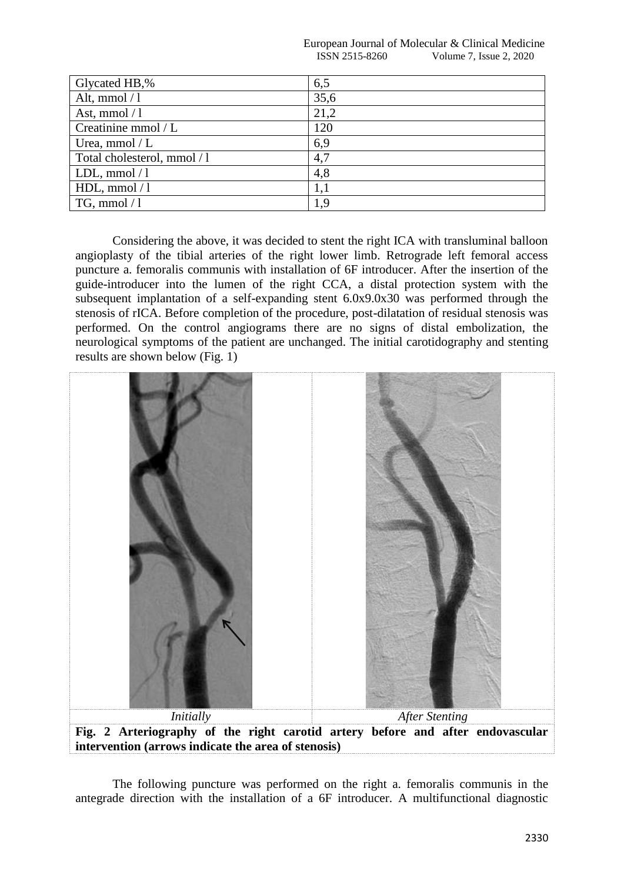| Glycated HB,% | 6,5 |
| --- | --- |
| Alt, mmol / l | 35,6 |
| Ast, mmol / l | 21,2 |
| Creatinine mmol / L | 120 |
| Urea, mmol / L | 6,9 |
| Total cholesterol, mmol / l | 4,7 |
| LDL, mmol / l | 4,8 |
| HDL, mmol / l | 1,1 |
| TG, mmol / l | 1,9 |

Considering the above, it was decided to stent the right ICA with transluminal balloon angioplasty of the tibial arteries of the right lower limb. Retrograde left femoral access puncture a. femoralis communis with installation of 6F introducer. After the insertion of the guide-introducer into the lumen of the right CCA, a distal protection system with the subsequent implantation of a self-expanding stent 6.0x9.0x30 was performed through the stenosis of rICA. Before completion of the procedure, post-dilatation of residual stenosis was performed. On the control angiograms there are no signs of distal embolization, the neurological symptoms of the patient are unchanged. The initial carotidography and stenting results are shown below (Fig. 1)

*Initially* | *After Stenting*

**Fig. 2 Arteriography of the right carotid artery before and after endovascular intervention (arrows indicate the area of stenosis)**

The following puncture was performed on the right a. femoralis communis in the antegrade direction with the installation of a 6F introducer. A multifunctional diagnostic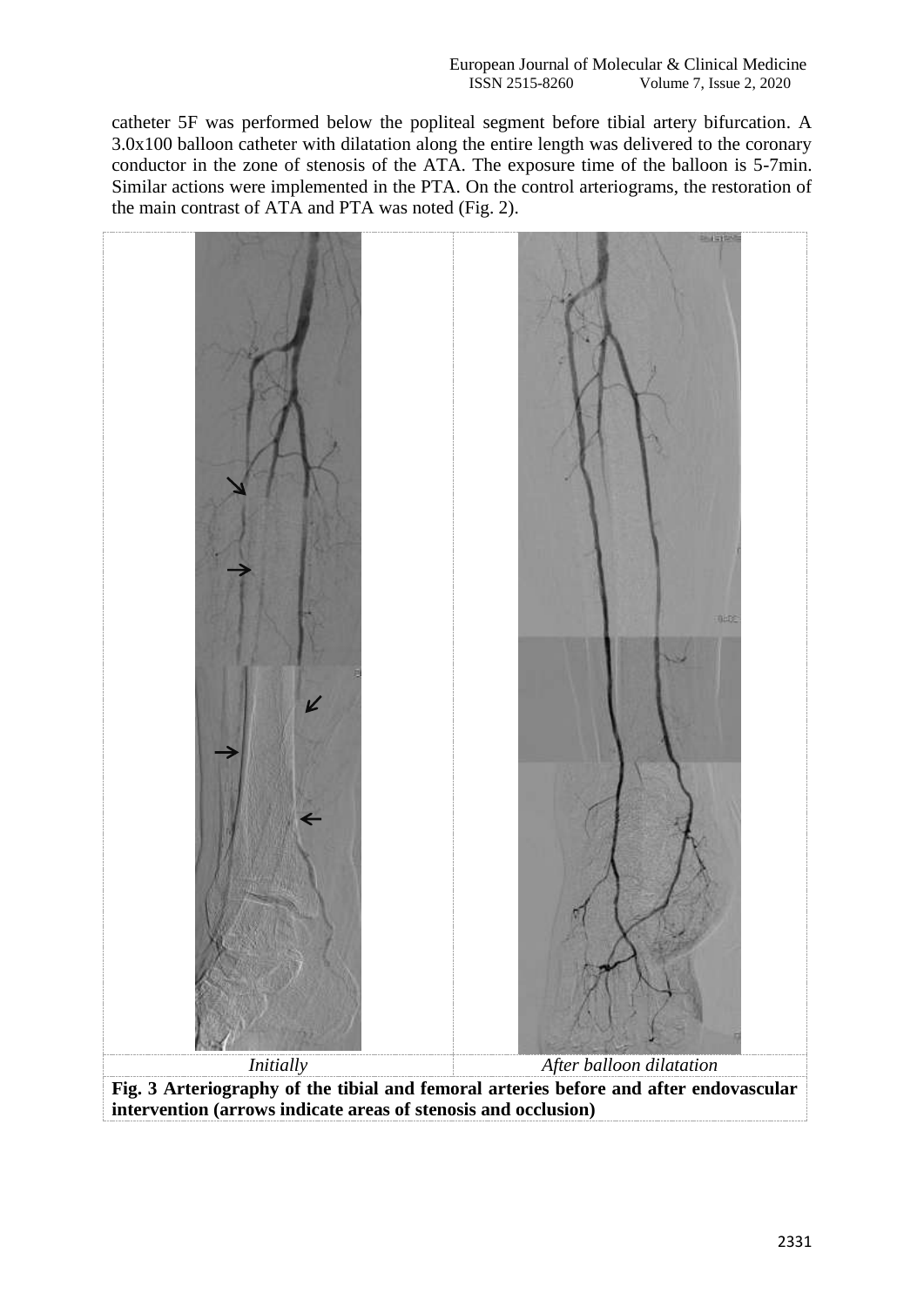catheter 5F was performed below the popliteal segment before tibial artery bifurcation. A 3.0x100 balloon catheter with dilatation along the entire length was delivered to the coronary conductor in the zone of stenosis of the ATA. The exposure time of the balloon is 5-7min. Similar actions were implemented in the PTA. On the control arteriograms, the restoration of the main contrast of ATA and PTA was noted (Fig. 2).

| *Initially* | *After balloon dilatation* |
|---|---|

**Fig. 3 Arteriography of the tibial and femoral arteries before and after endovascular intervention (arrows indicate areas of stenosis and occlusion)**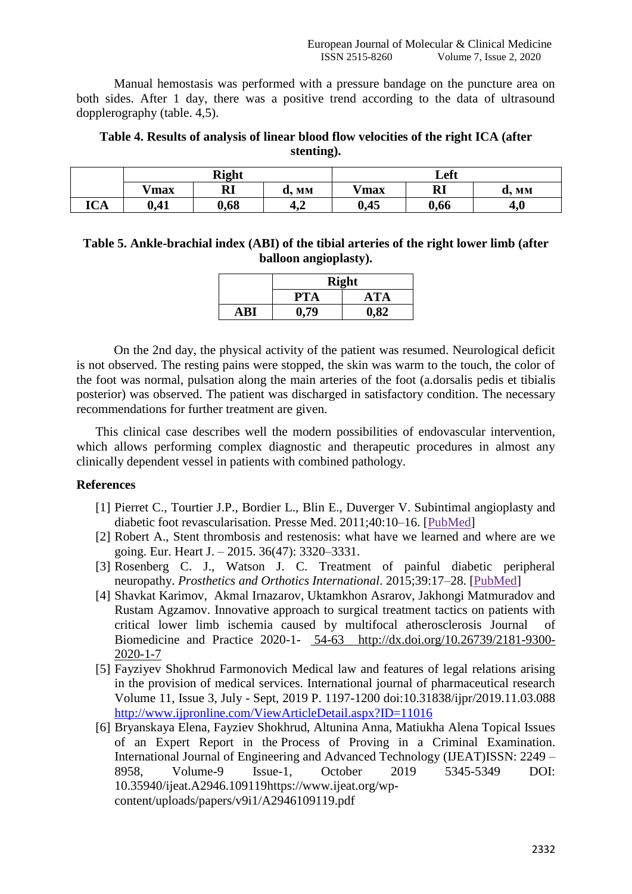Manual hemostasis was performed with a pressure bandage on the puncture area on both sides. After 1 day, there was a positive trend according to the data of ultrasound dopplerography (table. 4,5).

**Table 4. Results of analysis of linear blood flow velocities of the right ICA (after stenting).**

| | Right | | | Left | | |
|---|---|---|---|---|---|---|
| | **Vmax** | **RI** | **d, мм** | **Vmax** | **RI** | **d, мм** |
| **ICA** | **0,41** | **0,68** | **4,2** | **0,45** | **0,66** | **4,0** |

**Table 5. Ankle-brachial index (ABI) of the tibial arteries of the right lower limb (after balloon angioplasty).**

| | Right | |
|---|---|---|
| | **PTA** | **ATA** |
| **ABI** | **0,79** | **0,82** |

On the 2nd day, the physical activity of the patient was resumed. Neurological deficit is not observed. The resting pains were stopped, the skin was warm to the touch, the color of the foot was normal, pulsation along the main arteries of the foot (a.dorsalis pedis et tibialis posterior) was observed. The patient was discharged in satisfactory condition. The necessary recommendations for further treatment are given.

This clinical case describes well the modern possibilities of endovascular intervention, which allows performing complex diagnostic and therapeutic procedures in almost any clinically dependent vessel in patients with combined pathology.

## References

[1] Pierret C., Tourtier J.P., Bordier L., Blin E., Duverger V. Subintimal angioplasty and diabetic foot revascularisation. Presse Med. 2011;40:10–16. [PubMed]

[2] Robert A., Stent thrombosis and restenosis: what have we learned and where are we going. Eur. Heart J. – 2015. 36(47): 3320–3331.

[3] Rosenberg C. J., Watson J. C. Treatment of painful diabetic peripheral neuropathy. *Prosthetics and Orthotics International*. 2015;39:17–28. [PubMed]

[4] Shavkat Karimov, Akmal Irnazarov, Uktamkhon Asrarov, Jakhongi Matmuradov and Rustam Agzamov. Innovative approach to surgical treatment tactics on patients with critical lower limb ischemia caused by multifocal atherosclerosis Journal of Biomedicine and Practice 2020-1- 54-63 http://dx.doi.org/10.26739/2181-9300-2020-1-7

[5] Fayziyev Shokhrud Farmonovich Medical law and features of legal relations arising in the provision of medical services. International journal of pharmaceutical research Volume 11, Issue 3, July - Sept, 2019 P. 1197-1200 doi:10.31838/ijpr/2019.11.03.088 http://www.ijpronline.com/ViewArticleDetail.aspx?ID=11016

[6] Bryanskaya Elena, Fayziev Shokhrud, Altunina Anna, Matiukha Alena Topical Issues of an Expert Report in the Process of Proving in a Criminal Examination. International Journal of Engineering and Advanced Technology (IJEAT)ISSN: 2249 – 8958, Volume-9 Issue-1, October 2019 5345-5349 DOI: 10.35940/ijeat.A2946.109119https://www.ijeat.org/wp-content/uploads/papers/v9i1/A2946109119.pdf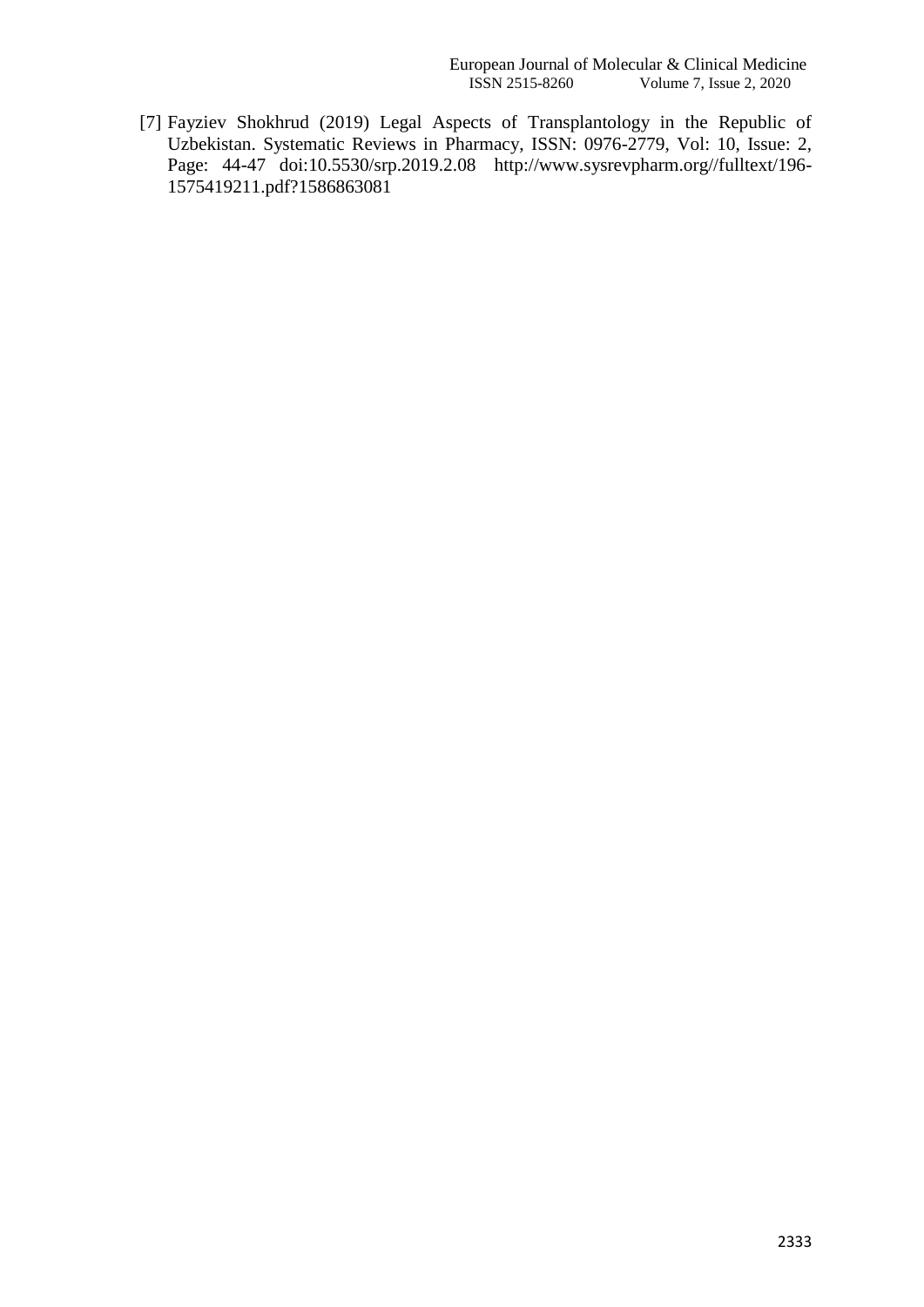[7] Fayziev Shokhrud (2019) Legal Aspects of Transplantology in the Republic of Uzbekistan. Systematic Reviews in Pharmacy, ISSN: 0976-2779, Vol: 10, Issue: 2, Page: 44-47 doi:10.5530/srp.2019.2.08 http://www.sysrevpharm.org//fulltext/196-1575419211.pdf?1586863081